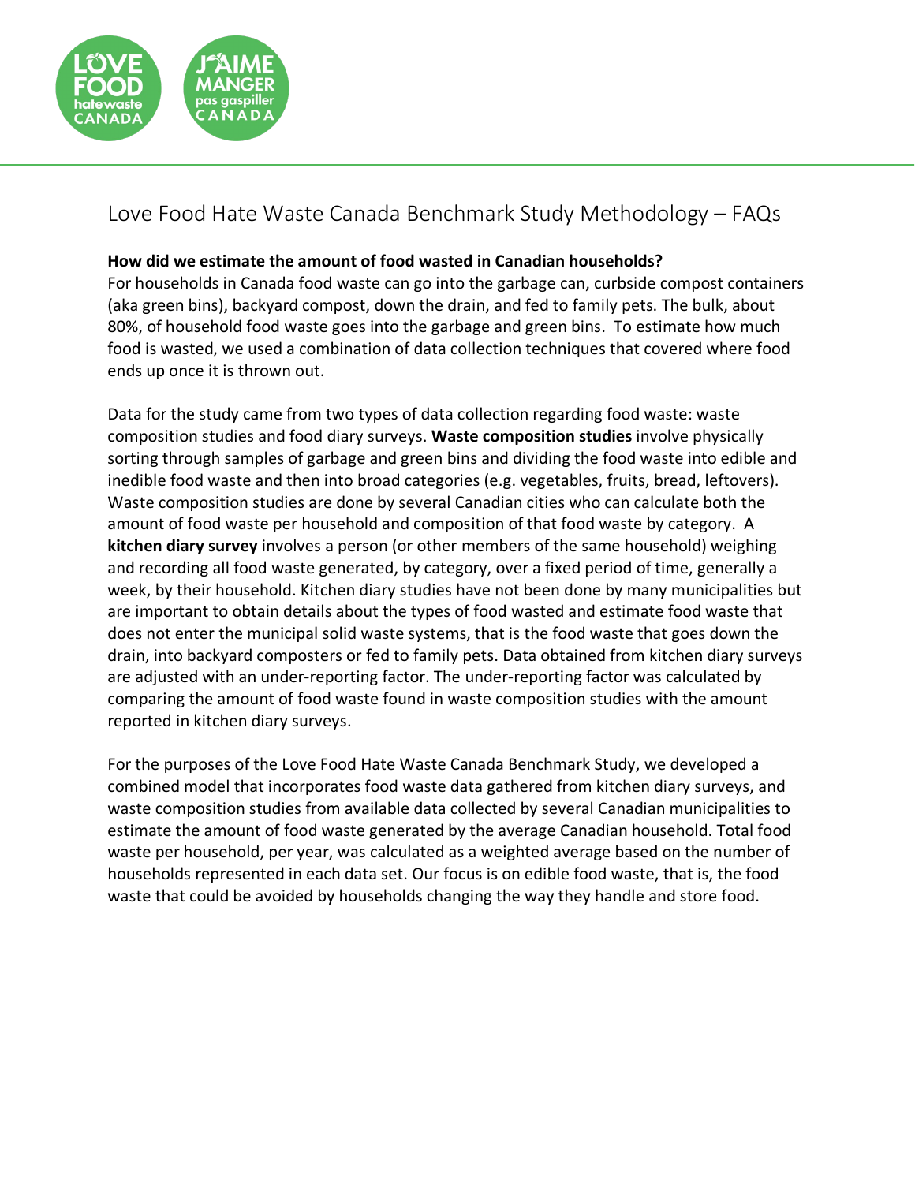# Love Food Hate Waste Canada Benchmark Study Methodology – FAQs

**How did we estimate the amount of food wasted in Canadian households?**

For households in Canada food waste can go into the garbage can, curbside compost containers (aka green bins), backyard compost, down the drain, and fed to family pets. The bulk, about 80%, of household food waste goes into the garbage and green bins. To estimate how much food is wasted, we used a combination of data collection techniques that covered where food ends up once it is thrown out.

Data for the study came from two types of data collection regarding food waste: waste composition studies and food diary surveys. **Waste composition studies** involve physically sorting through samples of garbage and green bins and dividing the food waste into edible and inedible food waste and then into broad categories (e.g. vegetables, fruits, bread, leftovers). Waste composition studies are done by several Canadian cities who can calculate both the amount of food waste per household and composition of that food waste by category. A **kitchen diary survey** involves a person (or other members of the same household) weighing and recording all food waste generated, by category, over a fixed period of time, generally a week, by their household. Kitchen diary studies have not been done by many municipalities but are important to obtain details about the types of food wasted and estimate food waste that does not enter the municipal solid waste systems, that is the food waste that goes down the drain, into backyard composters or fed to family pets. Data obtained from kitchen diary surveys are adjusted with an under-reporting factor. The under-reporting factor was calculated by comparing the amount of food waste found in waste composition studies with the amount reported in kitchen diary surveys.

For the purposes of the Love Food Hate Waste Canada Benchmark Study, we developed a combined model that incorporates food waste data gathered from kitchen diary surveys, and waste composition studies from available data collected by several Canadian municipalities to estimate the amount of food waste generated by the average Canadian household. Total food waste per household, per year, was calculated as a weighted average based on the number of households represented in each data set. Our focus is on edible food waste, that is, the food waste that could be avoided by households changing the way they handle and store food.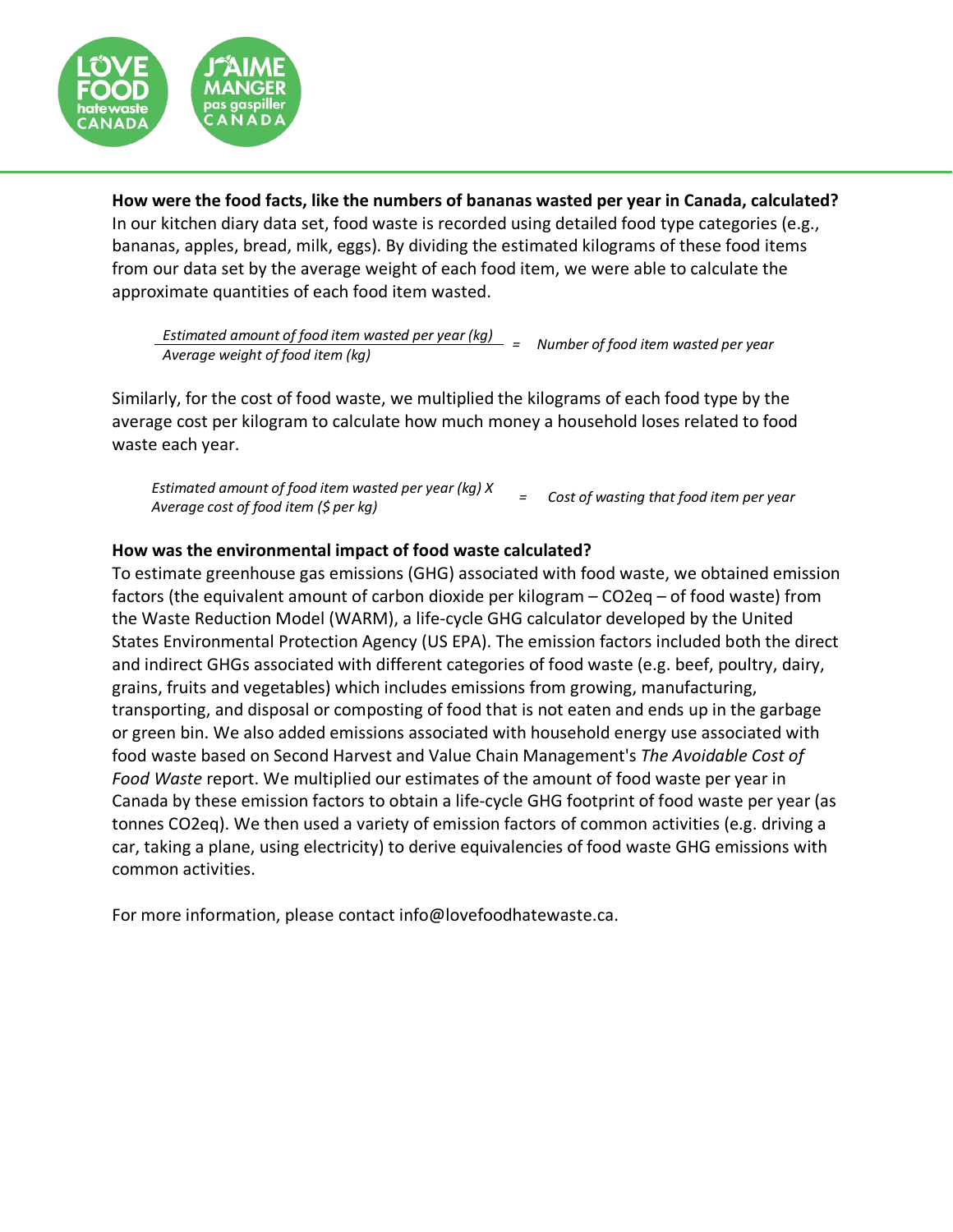**How were the food facts, like the numbers of bananas wasted per year in Canada, calculated?**
In our kitchen diary data set, food waste is recorded using detailed food type categories (e.g., bananas, apples, bread, milk, eggs). By dividing the estimated kilograms of these food items from our data set by the average weight of each food item, we were able to calculate the approximate quantities of each food item wasted.

$$\frac{\textit{Estimated amount of food item wasted per year (kg)}}{\textit{Average weight of food item (kg)}} = \textit{Number of food item wasted per year}$$

Similarly, for the cost of food waste, we multiplied the kilograms of each food type by the average cost per kilogram to calculate how much money a household loses related to food waste each year.

$$\textit{Estimated amount of food item wasted per year (kg)} \times \textit{Average cost of food item (\$ per kg)} = \textit{Cost of wasting that food item per year}$$

**How was the environmental impact of food waste calculated?**
To estimate greenhouse gas emissions (GHG) associated with food waste, we obtained emission factors (the equivalent amount of carbon dioxide per kilogram – $CO_2eq$ – of food waste) from the Waste Reduction Model (WARM), a life-cycle GHG calculator developed by the United States Environmental Protection Agency (US EPA). The emission factors included both the direct and indirect GHGs associated with different categories of food waste (e.g. beef, poultry, dairy, grains, fruits and vegetables) which includes emissions from growing, manufacturing, transporting, and disposal or composting of food that is not eaten and ends up in the garbage or green bin. We also added emissions associated with household energy use associated with food waste based on Second Harvest and Value Chain Management's *The Avoidable Cost of Food Waste* report. We multiplied our estimates of the amount of food waste per year in Canada by these emission factors to obtain a life-cycle GHG footprint of food waste per year (as tonnes $CO_2eq$). We then used a variety of emission factors of common activities (e.g. driving a car, taking a plane, using electricity) to derive equivalencies of food waste GHG emissions with common activities.

For more information, please contact info@lovefoodhatewaste.ca.